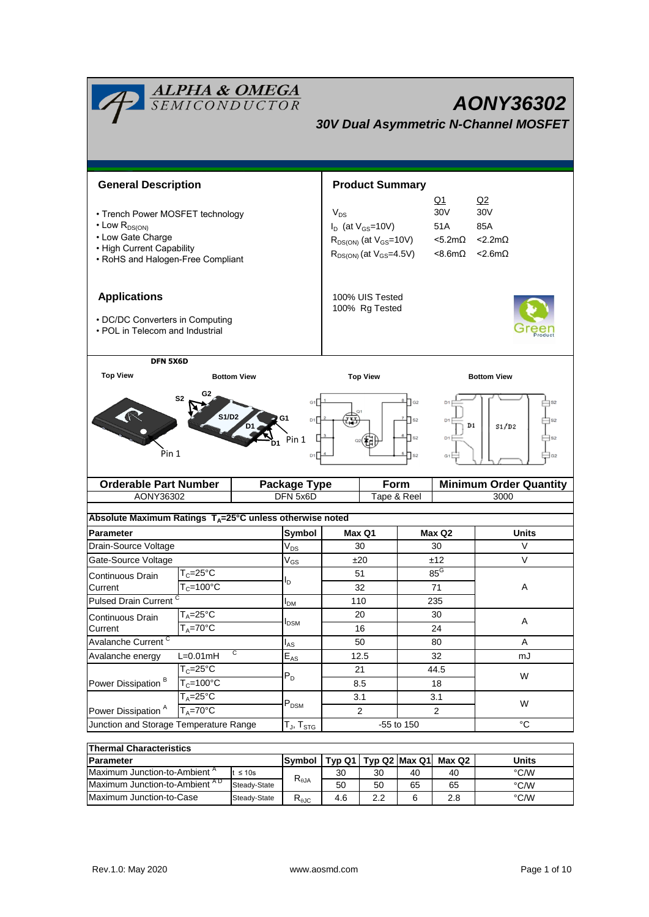# AONY36302

## 30V Dual Asymmetric N-Channel MOSFET

## General Description

- Trench Power MOSFET technology
- Low $R_{DS(ON)}$
- Low Gate Charge
- High Current Capability
- RoHS and Halogen-Free Compliant

## Product Summary

| | Q1 | Q2 |
|---|---|---|
| $V_{DS}$ | 30V | 30V |
| $I_D$ (at $V_{GS}$=10V) | 51A | 85A |
| $R_{DS(ON)}$ (at $V_{GS}$=10V) | <5.2mΩ | <2.2mΩ |
| $R_{DS(ON)}$ (at $V_{GS}$=4.5V) | <8.6mΩ | <2.6mΩ |

100% UIS Tested
100% Rg Tested

## Applications

- DC/DC Converters in Computing
- POL in Telecom and Industrial

DFN 5X6D

Top View | Bottom View | Top View | Bottom View

S2, G2, S1/D2, G1, D1, D1, Pin 1

| Orderable Part Number | Package Type | Form | Minimum Order Quantity |
|---|---|---|---|
| AONY36302 | DFN 5x6D | Tape & Reel | 3000 |

**Absolute Maximum Ratings $T_A$=25°C unless otherwise noted**

| Parameter | | Symbol | Max Q1 | Max Q2 | Units |
|---|---|---|---|---|---|
| Drain-Source Voltage | | $V_{DS}$ | 30 | 30 | V |
| Gate-Source Voltage | | $V_{GS}$ | ±20 | ±12 | V |
| Continuous Drain Current | $T_C$=25°C | $I_D$ | 51 | 85[G] | A |
| | $T_C$=100°C | | 32 | 71 | |
| Pulsed Drain Current [C] | | $I_{DM}$ | 110 | 235 | |
| Continuous Drain Current | $T_A$=25°C | $I_{DSM}$ | 20 | 30 | A |
| | $T_A$=70°C | | 16 | 24 | |
| Avalanche Current [C] | | $I_{AS}$ | 50 | 80 | A |
| Avalanche energy | L=0.01mH [C] | $E_{AS}$ | 12.5 | 32 | mJ |
| Power Dissipation [B] | $T_C$=25°C | $P_D$ | 21 | 44.5 | W |
| | $T_C$=100°C | | 8.5 | 18 | |
| Power Dissipation [A] | $T_A$=25°C | $P_{DSM}$ | 3.1 | 3.1 | W |
| | $T_A$=70°C | | 2 | 2 | |
| Junction and Storage Temperature Range | | $T_J$, $T_{STG}$ | -55 to 150 | | °C |

**Thermal Characteristics**

| Parameter | | Symbol | Typ Q1 | Typ Q2 | Max Q1 | Max Q2 | Units |
|---|---|---|---|---|---|---|---|
| Maximum Junction-to-Ambient [A] | t ≤ 10s | $R_{\theta JA}$ | 30 | 30 | 40 | 40 | °C/W |
| Maximum Junction-to-Ambient [A D] | Steady-State | | 50 | 50 | 65 | 65 | °C/W |
| Maximum Junction-to-Case | Steady-State | $R_{\theta JC}$ | 4.6 | 2.2 | 6 | 2.8 | °C/W |

Rev.1.0: May 2020 www.aosmd.com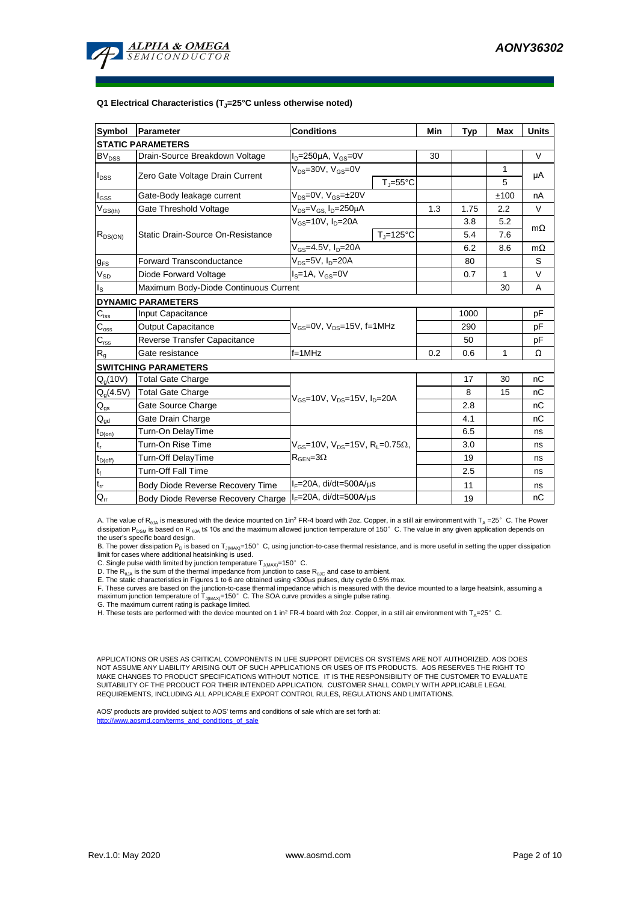**Q1 Electrical Characteristics ($T_J$=25°C unless otherwise noted)**

| Symbol | Parameter | Conditions | | Min | Typ | Max | Units |
|---|---|---|---|---|---|---|---|
| **STATIC PARAMETERS** | | | | | | | |
| $BV_{DSS}$ | Drain-Source Breakdown Voltage | $I_D$=250µA, $V_{GS}$=0V | | 30 | | | V |
| $I_{DSS}$ | Zero Gate Voltage Drain Current | $V_{DS}$=30V, $V_{GS}$=0V | | | | 1 | µA |
| | | | $T_J$=55°C | | | 5 | |
| $I_{GSS}$ | Gate-Body leakage current | $V_{DS}$=0V, $V_{GS}$=±20V | | | | ±100 | nA |
| $V_{GS(th)}$ | Gate Threshold Voltage | $V_{DS}$=$V_{GS}$, $I_D$=250µA | | 1.3 | 1.75 | 2.2 | V |
| $R_{DS(ON)}$ | Static Drain-Source On-Resistance | $V_{GS}$=10V, $I_D$=20A | | | 3.8 | 5.2 | mΩ |
| | | | $T_J$=125°C | | 5.4 | 7.6 | |
| | | $V_{GS}$=4.5V, $I_D$=20A | | | 6.2 | 8.6 | mΩ |
| $g_{FS}$ | Forward Transconductance | $V_{DS}$=5V, $I_D$=20A | | | 80 | | S |
| $V_{SD}$ | Diode Forward Voltage | $I_S$=1A, $V_{GS}$=0V | | | 0.7 | 1 | V |
| $I_S$ | Maximum Body-Diode Continuous Current | | | | | 30 | A |
| **DYNAMIC PARAMETERS** | | | | | | | |
| $C_{iss}$ | Input Capacitance | $V_{GS}$=0V, $V_{DS}$=15V, f=1MHz | | | 1000 | | pF |
| $C_{oss}$ | Output Capacitance | | | | 290 | | pF |
| $C_{rss}$ | Reverse Transfer Capacitance | | | | 50 | | pF |
| $R_g$ | Gate resistance | f=1MHz | | 0.2 | 0.6 | 1 | Ω |
| **SWITCHING PARAMETERS** | | | | | | | |
| $Q_g$(10V) | Total Gate Charge | $V_{GS}$=10V, $V_{DS}$=15V, $I_D$=20A | | | 17 | 30 | nC |
| $Q_g$(4.5V) | Total Gate Charge | | | | 8 | 15 | nC |
| $Q_{gs}$ | Gate Source Charge | | | | 2.8 | | nC |
| $Q_{gd}$ | Gate Drain Charge | | | | 4.1 | | nC |
| $t_{D(on)}$ | Turn-On DelayTime | $V_{GS}$=10V, $V_{DS}$=15V, $R_L$=0.75Ω, $R_{GEN}$=3Ω | | | 6.5 | | ns |
| $t_r$ | Turn-On Rise Time | | | | 3.0 | | ns |
| $t_{D(off)}$ | Turn-Off DelayTime | | | | 19 | | ns |
| $t_f$ | Turn-Off Fall Time | | | | 2.5 | | ns |
| $t_{rr}$ | Body Diode Reverse Recovery Time | $I_F$=20A, di/dt=500A/µs | | | 11 | | ns |
| $Q_{rr}$ | Body Diode Reverse Recovery Charge | $I_F$=20A, di/dt=500A/µs | | | 19 | | nC |

A. The value of $R_{\theta JA}$ is measured with the device mounted on 1in² FR-4 board with 2oz. Copper, in a still air environment with $T_A$ =25° C. The Power dissipation $P_{DSM}$ is based on R $_{\theta JA}$ t≤ 10s and the maximum allowed junction temperature of 150° C. The value in any given application depends on the user's specific board design.

B. The power dissipation $P_D$ is based on $T_{J(MAX)}$=150° C, using junction-to-case thermal resistance, and is more useful in setting the upper dissipation limit for cases where additional heatsinking is used.

C. Single pulse width limited by junction temperature $T_{J(MAX)}$=150° C.

D. The $R_{\theta JA}$ is the sum of the thermal impedance from junction to case $R_{\theta JC}$ and case to ambient.

E. The static characteristics in Figures 1 to 6 are obtained using <300µs pulses, duty cycle 0.5% max.

F. These curves are based on the junction-to-case thermal impedance which is measured with the device mounted to a large heatsink, assuming a maximum junction temperature of $T_{J(MAX)}$=150° C. The SOA curve provides a single pulse rating.

G. The maximum current rating is package limited.

H. These tests are performed with the device mounted on 1 in² FR-4 board with 2oz. Copper, in a still air environment with $T_A$=25° C.

APPLICATIONS OR USES AS CRITICAL COMPONENTS IN LIFE SUPPORT DEVICES OR SYSTEMS ARE NOT AUTHORIZED. AOS DOES NOT ASSUME ANY LIABILITY ARISING OUT OF SUCH APPLICATIONS OR USES OF ITS PRODUCTS. AOS RESERVES THE RIGHT TO MAKE CHANGES TO PRODUCT SPECIFICATIONS WITHOUT NOTICE. IT IS THE RESPONSIBILITY OF THE CUSTOMER TO EVALUATE SUITABILITY OF THE PRODUCT FOR THEIR INTENDED APPLICATION. CUSTOMER SHALL COMPLY WITH APPLICABLE LEGAL REQUIREMENTS, INCLUDING ALL APPLICABLE EXPORT CONTROL RULES, REGULATIONS AND LIMITATIONS.

AOS' products are provided subject to AOS' terms and conditions of sale which are set forth at:
http://www.aosmd.com/terms_and_conditions_of_sale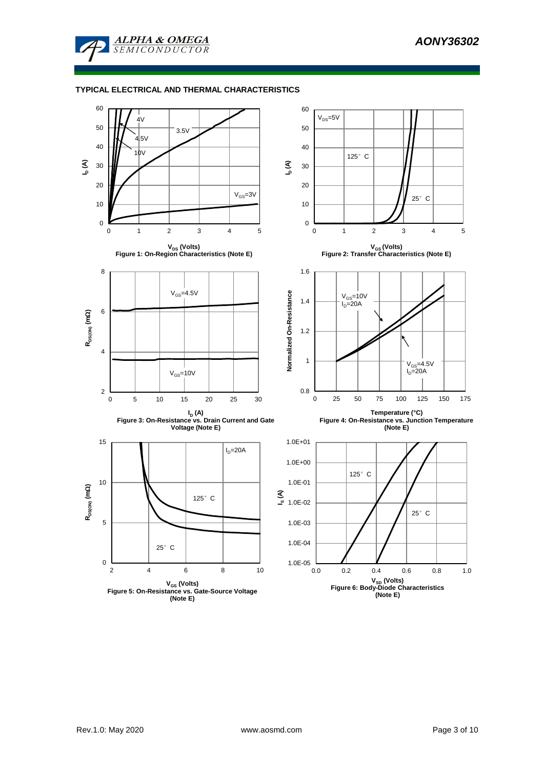## TYPICAL ELECTRICAL AND THERMAL CHARACTERISTICS

Figure 1: On-Region Characteristics (Note E)

Figure 2: Transfer Characteristics (Note E)

Figure 3: On-Resistance vs. Drain Current and Gate Voltage (Note E)

Figure 4: On-Resistance vs. Junction Temperature (Note E)

Figure 5: On-Resistance vs. Gate-Source Voltage (Note E)

Figure 6: Body-Diode Characteristics (Note E)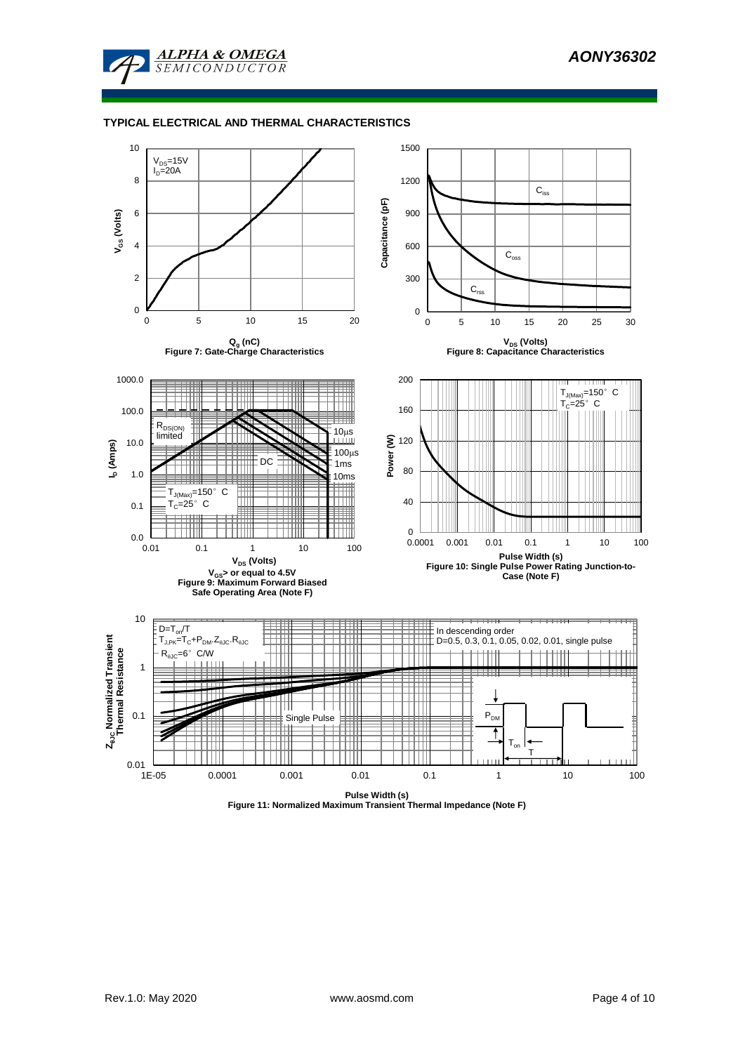## TYPICAL ELECTRICAL AND THERMAL CHARACTERISTICS

$V_{DS}$=15V
$I_D$=20A

$V_{GS}$ (Volts)

$Q_g$ (nC)

Figure 7: Gate-Charge Characteristics

Capacitance (pF)

$C_{iss}$

$C_{oss}$

$C_{rss}$

$V_{DS}$ (Volts)

Figure 8: Capacitance Characteristics

$I_D$ (Amps)

$R_{DS(ON)}$ limited

10µs

100µs

1ms

10ms

DC

$T_{J(Max)}$=150° C
$T_C$=25° C

$V_{DS}$ (Volts)

$V_{GS}$> or equal to 4.5V

Figure 9: Maximum Forward Biased Safe Operating Area (Note F)

Power (W)

$T_{J(Max)}$=150° C
$T_C$=25° C

Pulse Width (s)

Figure 10: Single Pulse Power Rating Junction-to-Case (Note F)

$Z_{\theta JC}$ Normalized Transient Thermal Resistance

$D=T_{on}/T$
$T_{J,PK}=T_C+P_{DM}.Z_{\theta JC}.R_{\theta JC}$
$R_{\theta JC}$=6° C/W

In descending order
D=0.5, 0.3, 0.1, 0.05, 0.02, 0.01, single pulse

Single Pulse

$P_{DM}$

$T_{on}$

T

Pulse Width (s)

Figure 11: Normalized Maximum Transient Thermal Impedance (Note F)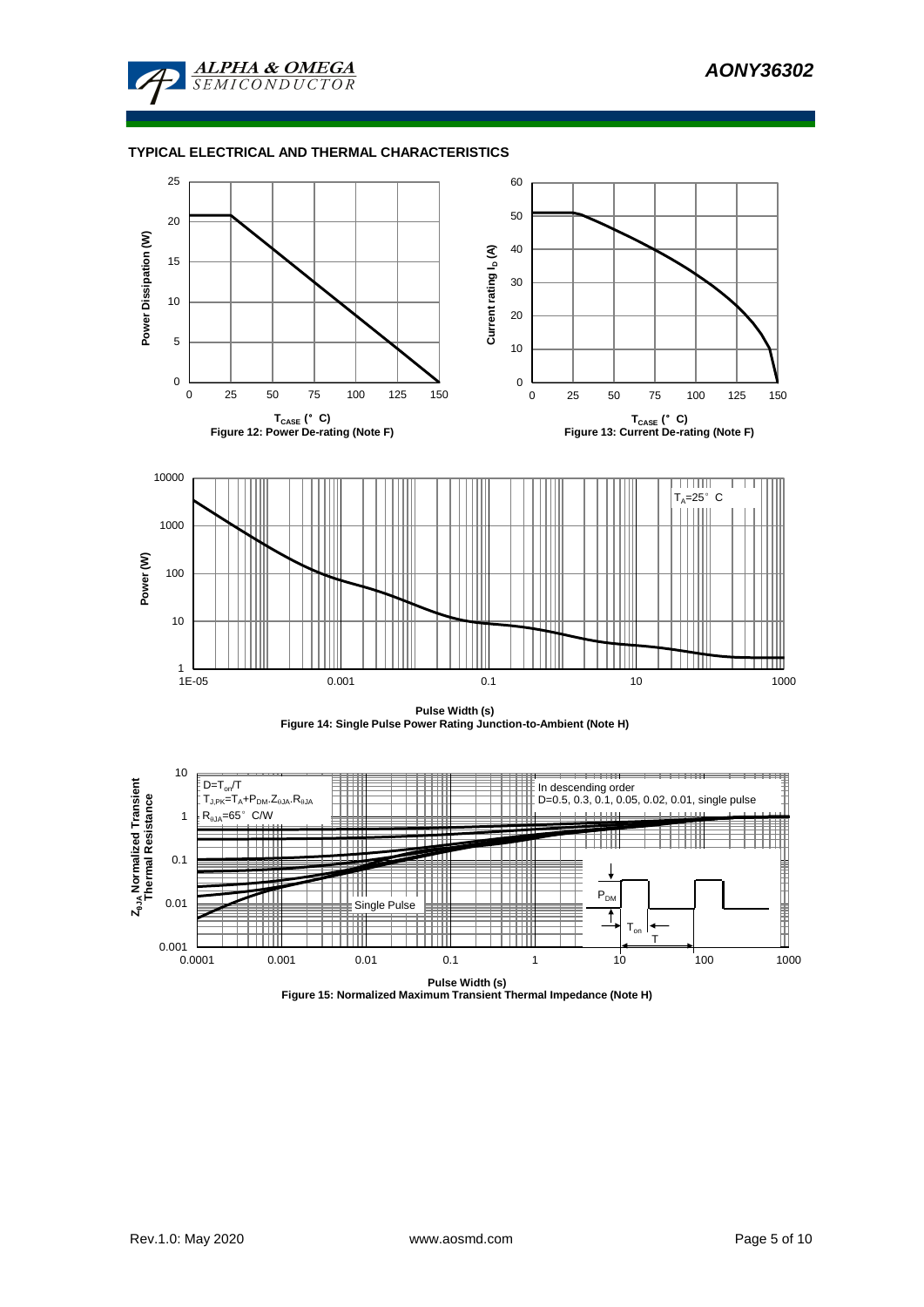## TYPICAL ELECTRICAL AND THERMAL CHARACTERISTICS

Figure 12: Power De-rating (Note F)

Figure 13: Current De-rating (Note F)

Figure 14: Single Pulse Power Rating Junction-to-Ambient (Note H)

Figure 15: Normalized Maximum Transient Thermal Impedance (Note H)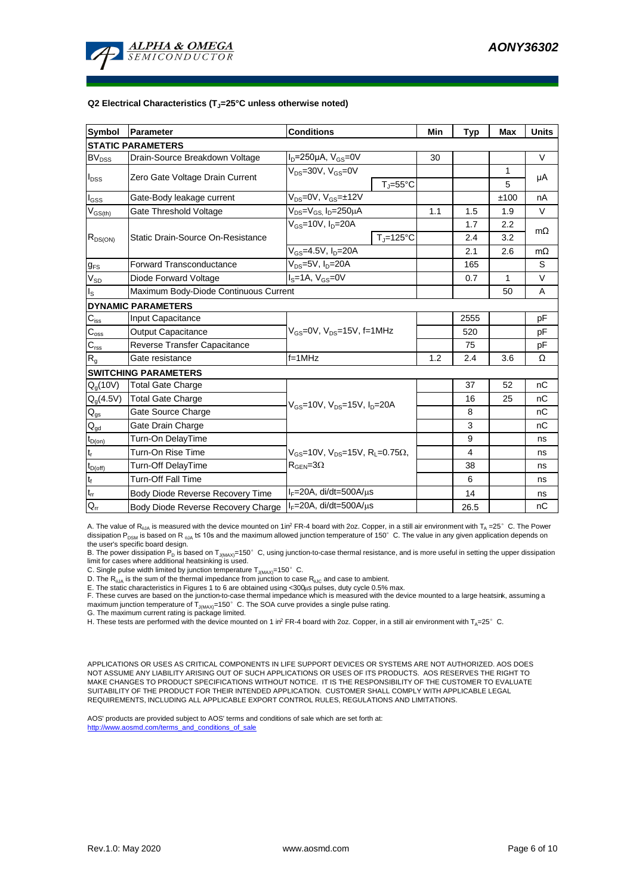**Q2 Electrical Characteristics ($T_J$=25°C unless otherwise noted)**

| Symbol | Parameter | Conditions | | Min | Typ | Max | Units |
|---|---|---|---|---|---|---|---|
| **STATIC PARAMETERS** | | | | | | | |
| $BV_{DSS}$ | Drain-Source Breakdown Voltage | $I_D$=250µA, $V_{GS}$=0V | | 30 | | | V |
| $I_{DSS}$ | Zero Gate Voltage Drain Current | $V_{DS}$=30V, $V_{GS}$=0V | | | | 1 | µA |
| | | | $T_J$=55°C | | | 5 | |
| $I_{GSS}$ | Gate-Body leakage current | $V_{DS}$=0V, $V_{GS}$=±12V | | | | ±100 | nA |
| $V_{GS(th)}$ | Gate Threshold Voltage | $V_{DS}$=$V_{GS}$, $I_D$=250µA | | 1.1 | 1.5 | 1.9 | V |
| $R_{DS(ON)}$ | Static Drain-Source On-Resistance | $V_{GS}$=10V, $I_D$=20A | | | 1.7 | 2.2 | mΩ |
| | | | $T_J$=125°C | | 2.4 | 3.2 | |
| | | $V_{GS}$=4.5V, $I_D$=20A | | | 2.1 | 2.6 | mΩ |
| $g_{FS}$ | Forward Transconductance | $V_{DS}$=5V, $I_D$=20A | | | 165 | | S |
| $V_{SD}$ | Diode Forward Voltage | $I_S$=1A, $V_{GS}$=0V | | | 0.7 | 1 | V |
| $I_S$ | Maximum Body-Diode Continuous Current | | | | | 50 | A |
| **DYNAMIC PARAMETERS** | | | | | | | |
| $C_{iss}$ | Input Capacitance | $V_{GS}$=0V, $V_{DS}$=15V, f=1MHz | | | 2555 | | pF |
| $C_{oss}$ | Output Capacitance | | | | 520 | | pF |
| $C_{rss}$ | Reverse Transfer Capacitance | | | | 75 | | pF |
| $R_g$ | Gate resistance | f=1MHz | | 1.2 | 2.4 | 3.6 | Ω |
| **SWITCHING PARAMETERS** | | | | | | | |
| $Q_g$(10V) | Total Gate Charge | $V_{GS}$=10V, $V_{DS}$=15V, $I_D$=20A | | | 37 | 52 | nC |
| $Q_g$(4.5V) | Total Gate Charge | | | | 16 | 25 | nC |
| $Q_{gs}$ | Gate Source Charge | | | | 8 | | nC |
| $Q_{gd}$ | Gate Drain Charge | | | | 3 | | nC |
| $t_{D(on)}$ | Turn-On DelayTime | $V_{GS}$=10V, $V_{DS}$=15V, $R_L$=0.75Ω, $R_{GEN}$=3Ω | | | 9 | | ns |
| $t_r$ | Turn-On Rise Time | | | | 4 | | ns |
| $t_{D(off)}$ | Turn-Off DelayTime | | | | 38 | | ns |
| $t_f$ | Turn-Off Fall Time | | | | 6 | | ns |
| $t_{rr}$ | Body Diode Reverse Recovery Time | $I_F$=20A, di/dt=500A/µs | | | 14 | | ns |
| $Q_{rr}$ | Body Diode Reverse Recovery Charge | $I_F$=20A, di/dt=500A/µs | | | 26.5 | | nC |

A. The value of $R_{\theta JA}$ is measured with the device mounted on 1in² FR-4 board with 2oz. Copper, in a still air environment with $T_A$ =25°C. The Power dissipation $P_{DSM}$ is based on R $_{\theta JA}$ t≤ 10s and the maximum allowed junction temperature of 150°C. The value in any given application depends on the user's specific board design.

B. The power dissipation $P_D$ is based on $T_{J(MAX)}$=150°C, using junction-to-case thermal resistance, and is more useful in setting the upper dissipation limit for cases where additional heatsinking is used.

C. Single pulse width limited by junction temperature $T_{J(MAX)}$=150°C.

D. The $R_{\theta JA}$ is the sum of the thermal impedance from junction to case $R_{\theta JC}$ and case to ambient.

E. The static characteristics in Figures 1 to 6 are obtained using <300µs pulses, duty cycle 0.5% max.

F. These curves are based on the junction-to-case thermal impedance which is measured with the device mounted to a large heatsink, assuming a maximum junction temperature of $T_{J(MAX)}$=150°C. The SOA curve provides a single pulse rating.

G. The maximum current rating is package limited.

H. These tests are performed with the device mounted on 1 in² FR-4 board with 2oz. Copper, in a still air environment with $T_A$=25°C.

APPLICATIONS OR USES AS CRITICAL COMPONENTS IN LIFE SUPPORT DEVICES OR SYSTEMS ARE NOT AUTHORIZED. AOS DOES NOT ASSUME ANY LIABILITY ARISING OUT OF SUCH APPLICATIONS OR USES OF ITS PRODUCTS. AOS RESERVES THE RIGHT TO MAKE CHANGES TO PRODUCT SPECIFICATIONS WITHOUT NOTICE. IT IS THE RESPONSIBILITY OF THE CUSTOMER TO EVALUATE SUITABILITY OF THE PRODUCT FOR THEIR INTENDED APPLICATION. CUSTOMER SHALL COMPLY WITH APPLICABLE LEGAL REQUIREMENTS, INCLUDING ALL APPLICABLE EXPORT CONTROL RULES, REGULATIONS AND LIMITATIONS.

AOS' products are provided subject to AOS' terms and conditions of sale which are set forth at:
http://www.aosmd.com/terms_and_conditions_of_sale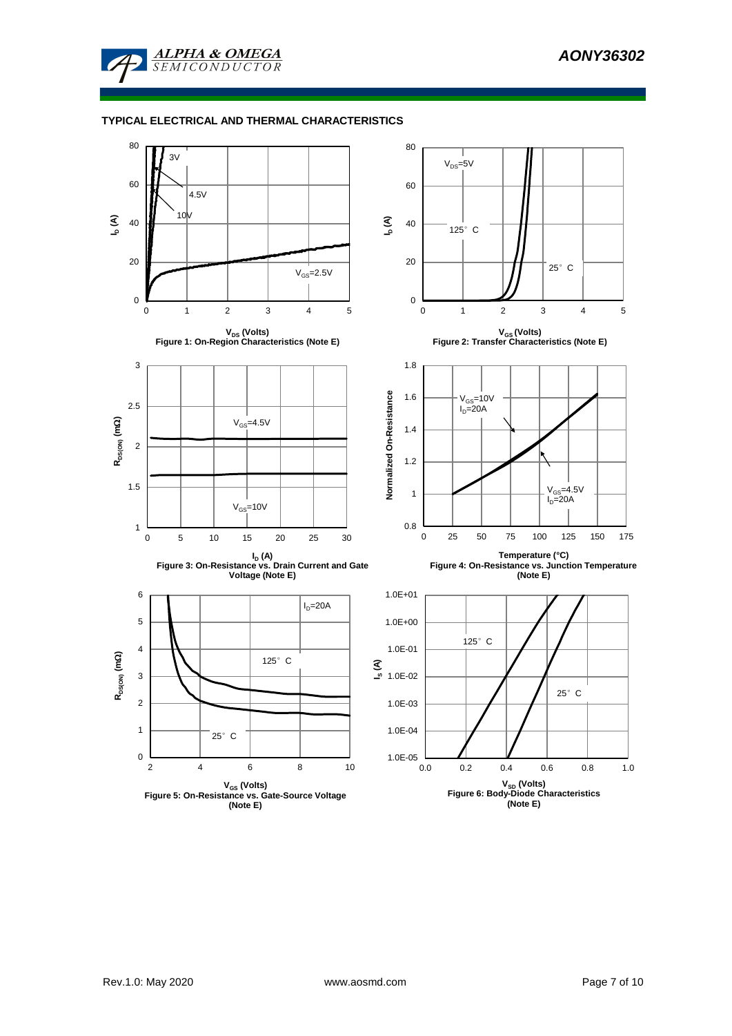## TYPICAL ELECTRICAL AND THERMAL CHARACTERISTICS

Figure 1: On-Region Characteristics (Note E)

Figure 2: Transfer Characteristics (Note E)

Figure 3: On-Resistance vs. Drain Current and Gate Voltage (Note E)

Figure 4: On-Resistance vs. Junction Temperature (Note E)

Figure 5: On-Resistance vs. Gate-Source Voltage (Note E)

Figure 6: Body-Diode Characteristics (Note E)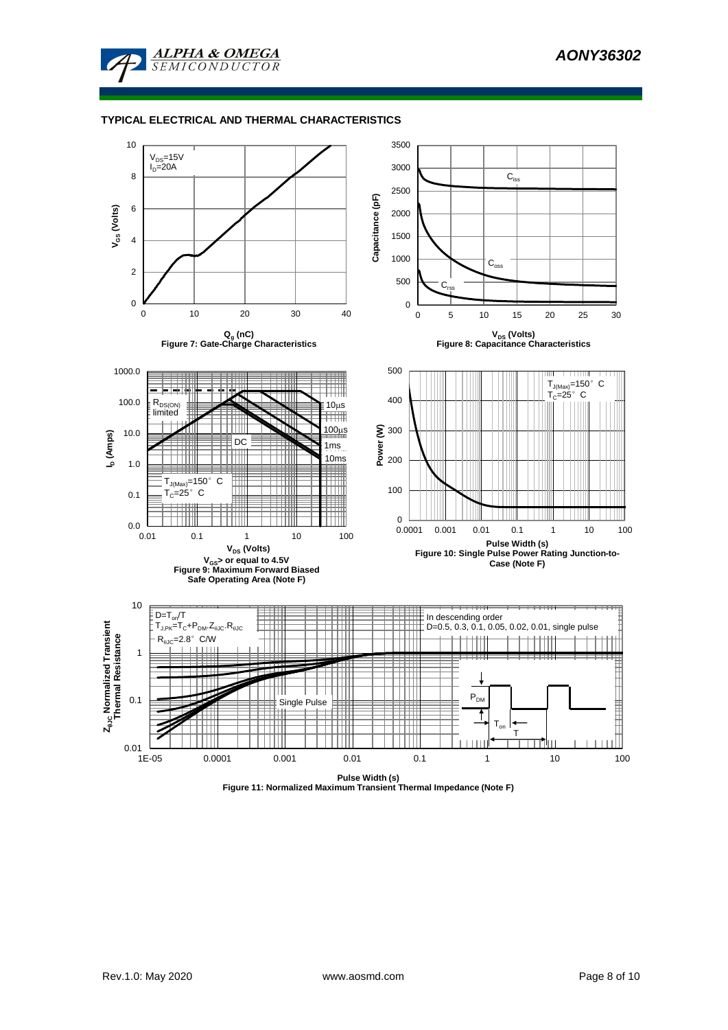## TYPICAL ELECTRICAL AND THERMAL CHARACTERISTICS

$V_{DS}$=15V
$I_D$=20A

$V_{GS}$ (Volts)

$Q_g$ (nC)

Figure 7: Gate-Charge Characteristics

$C_{iss}$

$C_{oss}$

$C_{rss}$

Capacitance (pF)

$V_{DS}$ (Volts)

Figure 8: Capacitance Characteristics

$R_{DS(ON)}$ limited

10µs

100µs

1ms

10ms

DC

$T_{J(Max)}$=150° C
$T_C$=25° C

$I_D$ (Amps)

$V_{DS}$ (Volts)

$V_{GS}$> or equal to 4.5V

Figure 9: Maximum Forward Biased Safe Operating Area (Note F)

$T_{J(Max)}$=150° C
$T_C$=25° C

Power (W)

Pulse Width (s)

Figure 10: Single Pulse Power Rating Junction-to-Case (Note F)

D=$T_{on}$/T
$T_{J,PK}$=$T_C$+$P_{DM}$.$Z_{\theta JC}$.$R_{\theta JC}$
$R_{\theta JC}$=2.8° C/W

In descending order
D=0.5, 0.3, 0.1, 0.05, 0.02, 0.01, single pulse

Single Pulse

$P_{DM}$

$T_{on}$

T

$Z_{\theta JC}$ Normalized Transient Thermal Resistance

Pulse Width (s)

Figure 11: Normalized Maximum Transient Thermal Impedance (Note F)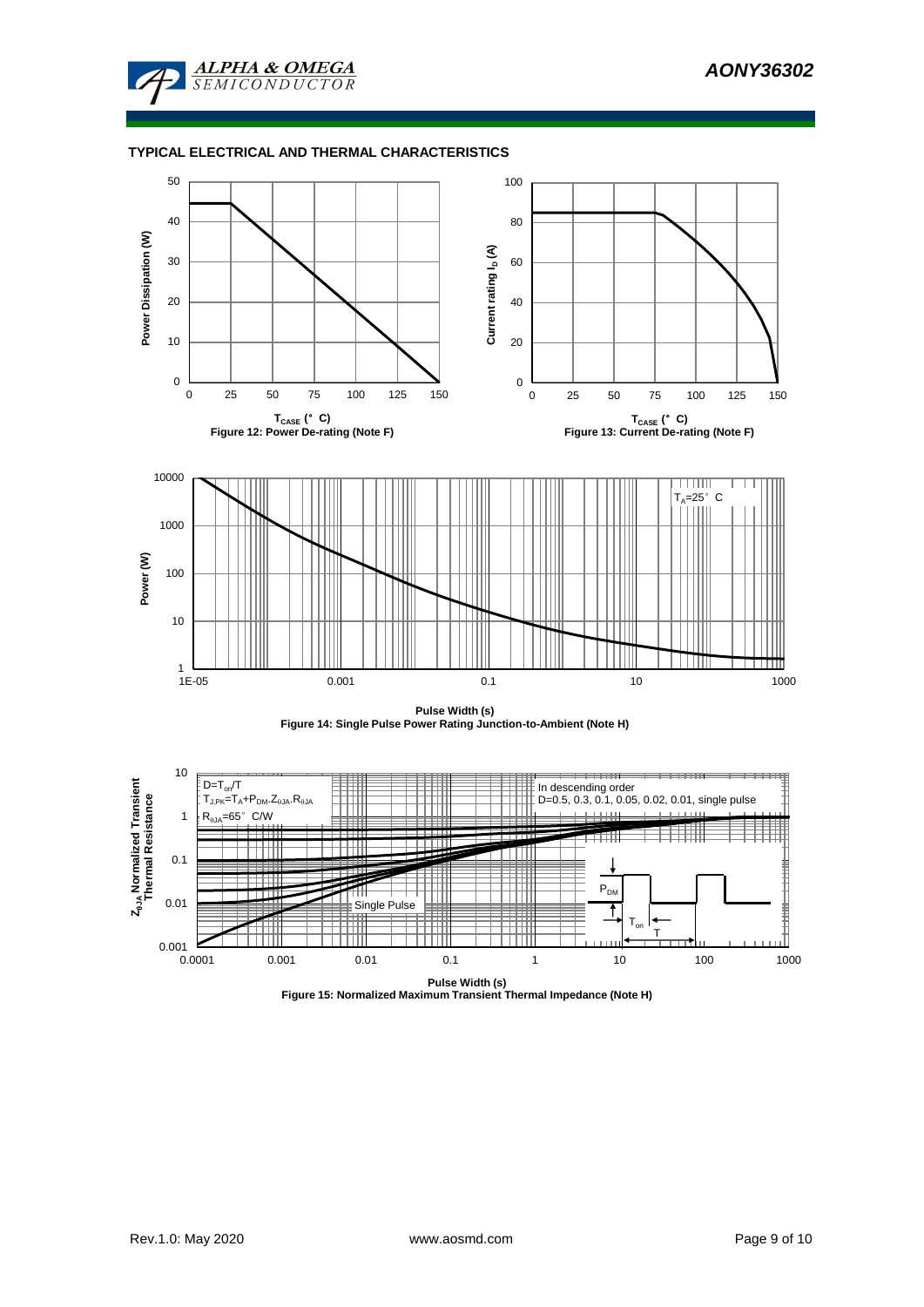## TYPICAL ELECTRICAL AND THERMAL CHARACTERISTICS

Figure 12: Power De-rating (Note F)

Figure 13: Current De-rating (Note F)

Figure 14: Single Pulse Power Rating Junction-to-Ambient (Note H)

Figure 15: Normalized Maximum Transient Thermal Impedance (Note H)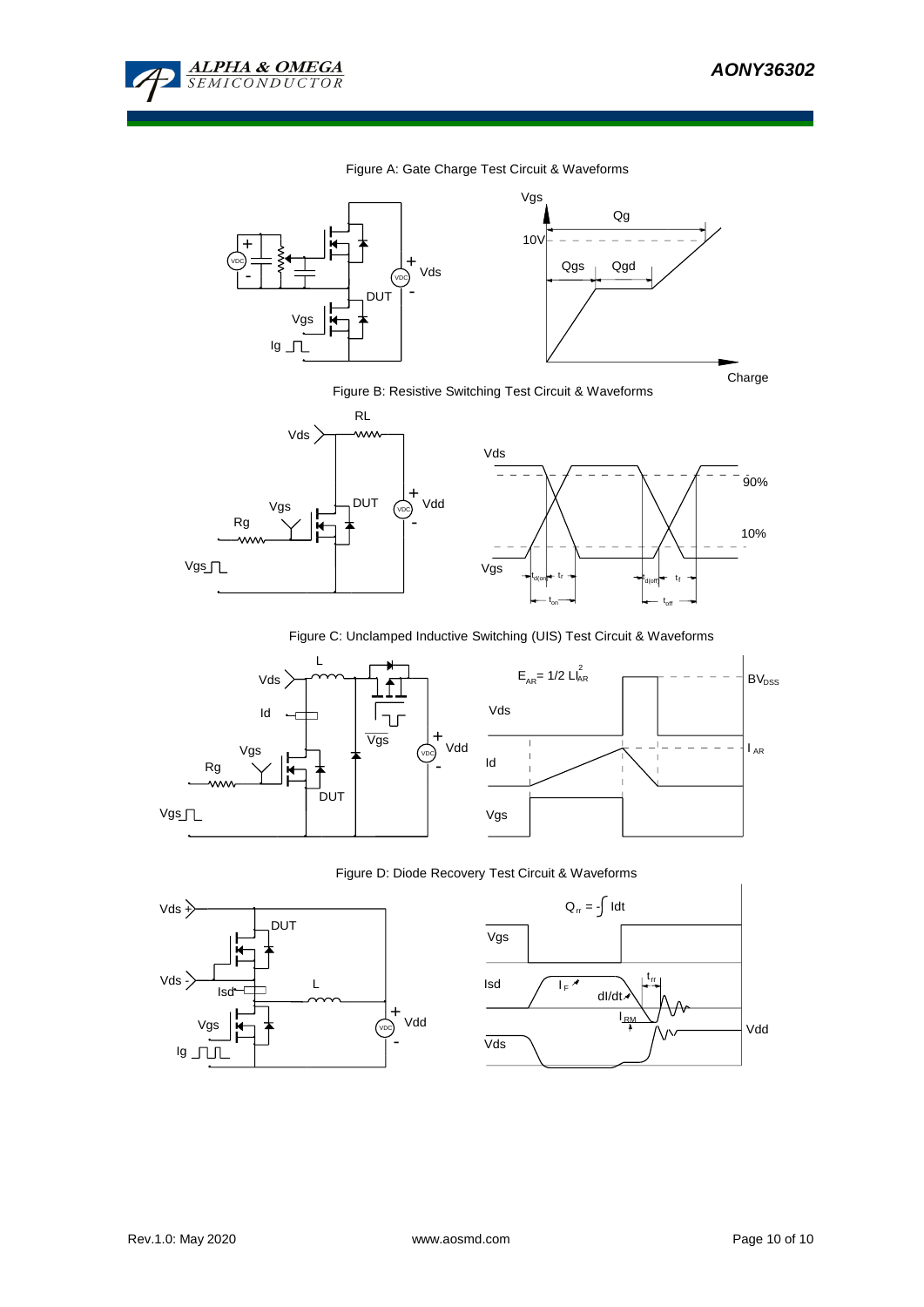Figure A: Gate Charge Test Circuit & Waveforms

VDC
+
-
Vds
+
-
VDC
DUT
Vgs
Ig

Vgs
Qg
10V
Qgs
Qgd
Charge

Figure B: Resistive Switching Test Circuit & Waveforms

RL
Vds
Vgs
DUT
Rg
Vgs
VDC
+
Vdd
-

Vds
90%
10%
Vgs
$t_{d(on)}$
$t_r$
$t_{on}$
$t_{d(off)}$
$t_f$
$t_{off}$

Figure C: Unclamped Inductive Switching (UIS) Test Circuit & Waveforms

L
Vds
Id
Vgs
Rg
Vgs
DUT
Vgs
VDC
+
Vdd
-

$E_{AR} = 1/2\ LI_{AR}^2$
$BV_{DSS}$
Vds
Id
$I_{AR}$
Vgs

Figure D: Diode Recovery Test Circuit & Waveforms

Vds +
DUT
Vds -
Isd
L
Vgs
Ig
VDC
+
Vdd
-

$Q_{rr} = -\int Idt$
Vgs
Isd
$I_F$
$t_{rr}$
dI/dt
$I_{RM}$
Vds
Vdd